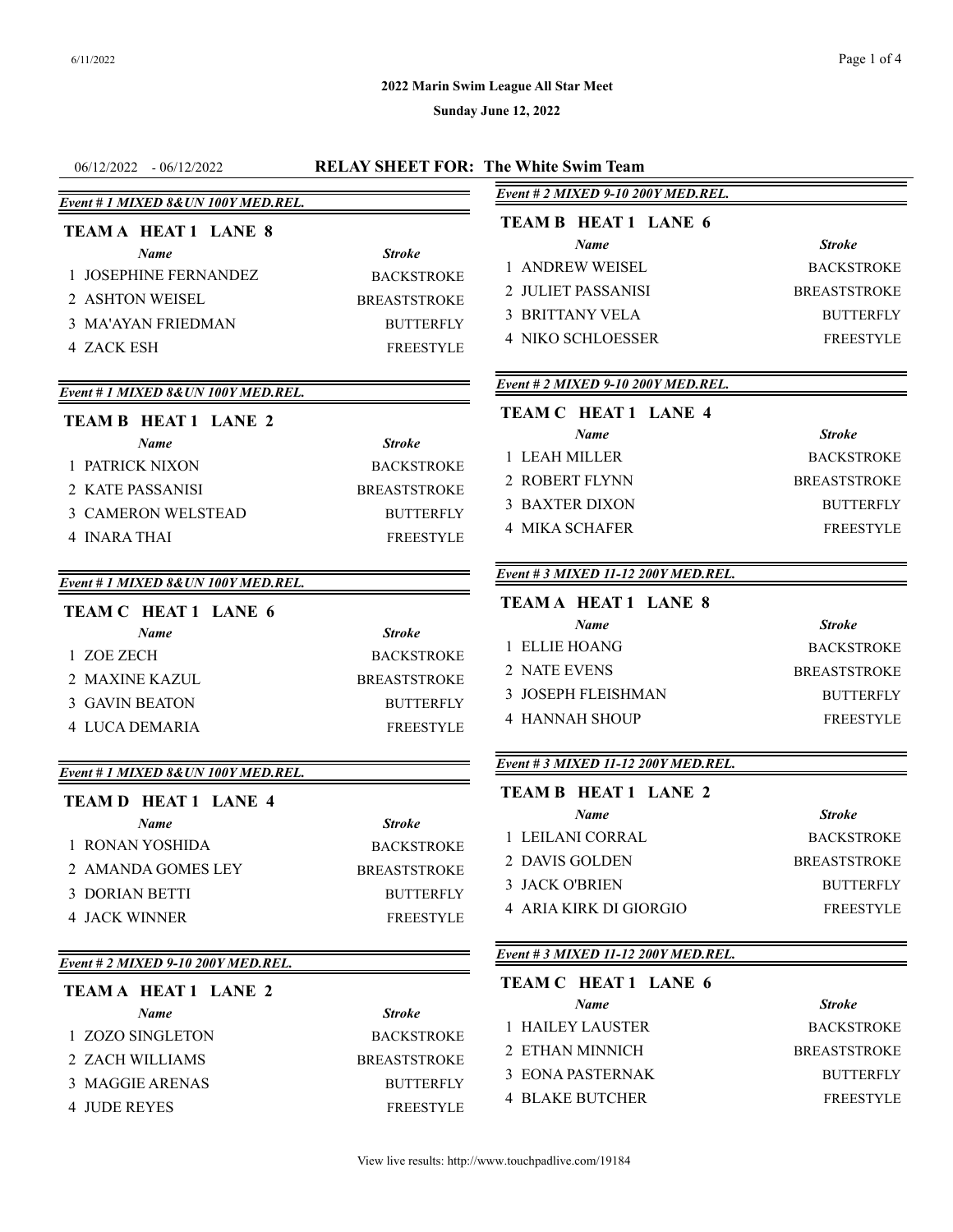**2022 Marin Swim League All Star Meet**

**Sunday June 12, 2022**

06/12/2022 - 06/12/2022 **RELAY SHEET FOR: The White Swim Team**

### *Event # 1 MIXED 8&UN 100Y MED.REL.*

**TEAM A HEAT 1 LANE 8**

| | Name | Stroke |
|---|---|---|
| 1 | JOSEPHINE FERNANDEZ | BACKSTROKE |
| 2 | ASHTON WEISEL | BREASTSTROKE |
| 3 | MA'AYAN FRIEDMAN | BUTTERFLY |
| 4 | ZACK ESH | FREESTYLE |

### *Event # 1 MIXED 8&UN 100Y MED.REL.*

**TEAM B HEAT 1 LANE 2**

| | Name | Stroke |
|---|---|---|
| 1 | PATRICK NIXON | BACKSTROKE |
| 2 | KATE PASSANISI | BREASTSTROKE |
| 3 | CAMERON WELSTEAD | BUTTERFLY |
| 4 | INARA THAI | FREESTYLE |

### *Event # 1 MIXED 8&UN 100Y MED.REL.*

**TEAM C HEAT 1 LANE 6**

| | Name | Stroke |
|---|---|---|
| 1 | ZOE ZECH | BACKSTROKE |
| 2 | MAXINE KAZUL | BREASTSTROKE |
| 3 | GAVIN BEATON | BUTTERFLY |
| 4 | LUCA DEMARIA | FREESTYLE |

### *Event # 1 MIXED 8&UN 100Y MED.REL.*

**TEAM D HEAT 1 LANE 4**

| | Name | Stroke |
|---|---|---|
| 1 | RONAN YOSHIDA | BACKSTROKE |
| 2 | AMANDA GOMES LEY | BREASTSTROKE |
| 3 | DORIAN BETTI | BUTTERFLY |
| 4 | JACK WINNER | FREESTYLE |

### *Event # 2 MIXED 9-10 200Y MED.REL.*

**TEAM A HEAT 1 LANE 2**

| | Name | Stroke |
|---|---|---|
| 1 | ZOZO SINGLETON | BACKSTROKE |
| 2 | ZACH WILLIAMS | BREASTSTROKE |
| 3 | MAGGIE ARENAS | BUTTERFLY |
| 4 | JUDE REYES | FREESTYLE |

### *Event # 2 MIXED 9-10 200Y MED.REL.*

**TEAM B HEAT 1 LANE 6**

| | Name | Stroke |
|---|---|---|
| 1 | ANDREW WEISEL | BACKSTROKE |
| 2 | JULIET PASSANISI | BREASTSTROKE |
| 3 | BRITTANY VELA | BUTTERFLY |
| 4 | NIKO SCHLOESSER | FREESTYLE |

### *Event # 2 MIXED 9-10 200Y MED.REL.*

**TEAM C HEAT 1 LANE 4**

| | Name | Stroke |
|---|---|---|
| 1 | LEAH MILLER | BACKSTROKE |
| 2 | ROBERT FLYNN | BREASTSTROKE |
| 3 | BAXTER DIXON | BUTTERFLY |
| 4 | MIKA SCHAFER | FREESTYLE |

### *Event # 3 MIXED 11-12 200Y MED.REL.*

**TEAM A HEAT 1 LANE 8**

| | Name | Stroke |
|---|---|---|
| 1 | ELLIE HOANG | BACKSTROKE |
| 2 | NATE EVENS | BREASTSTROKE |
| 3 | JOSEPH FLEISHMAN | BUTTERFLY |
| 4 | HANNAH SHOUP | FREESTYLE |

### *Event # 3 MIXED 11-12 200Y MED.REL.*

**TEAM B HEAT 1 LANE 2**

| | Name | Stroke |
|---|---|---|
| 1 | LEILANI CORRAL | BACKSTROKE |
| 2 | DAVIS GOLDEN | BREASTSTROKE |
| 3 | JACK O'BRIEN | BUTTERFLY |
| 4 | ARIA KIRK DI GIORGIO | FREESTYLE |

### *Event # 3 MIXED 11-12 200Y MED.REL.*

**TEAM C HEAT 1 LANE 6**

| | Name | Stroke |
|---|---|---|
| 1 | HAILEY LAUSTER | BACKSTROKE |
| 2 | ETHAN MINNICH | BREASTSTROKE |
| 3 | EONA PASTERNAK | BUTTERFLY |
| 4 | BLAKE BUTCHER | FREESTYLE |

View live results: http://www.touchpadlive.com/19184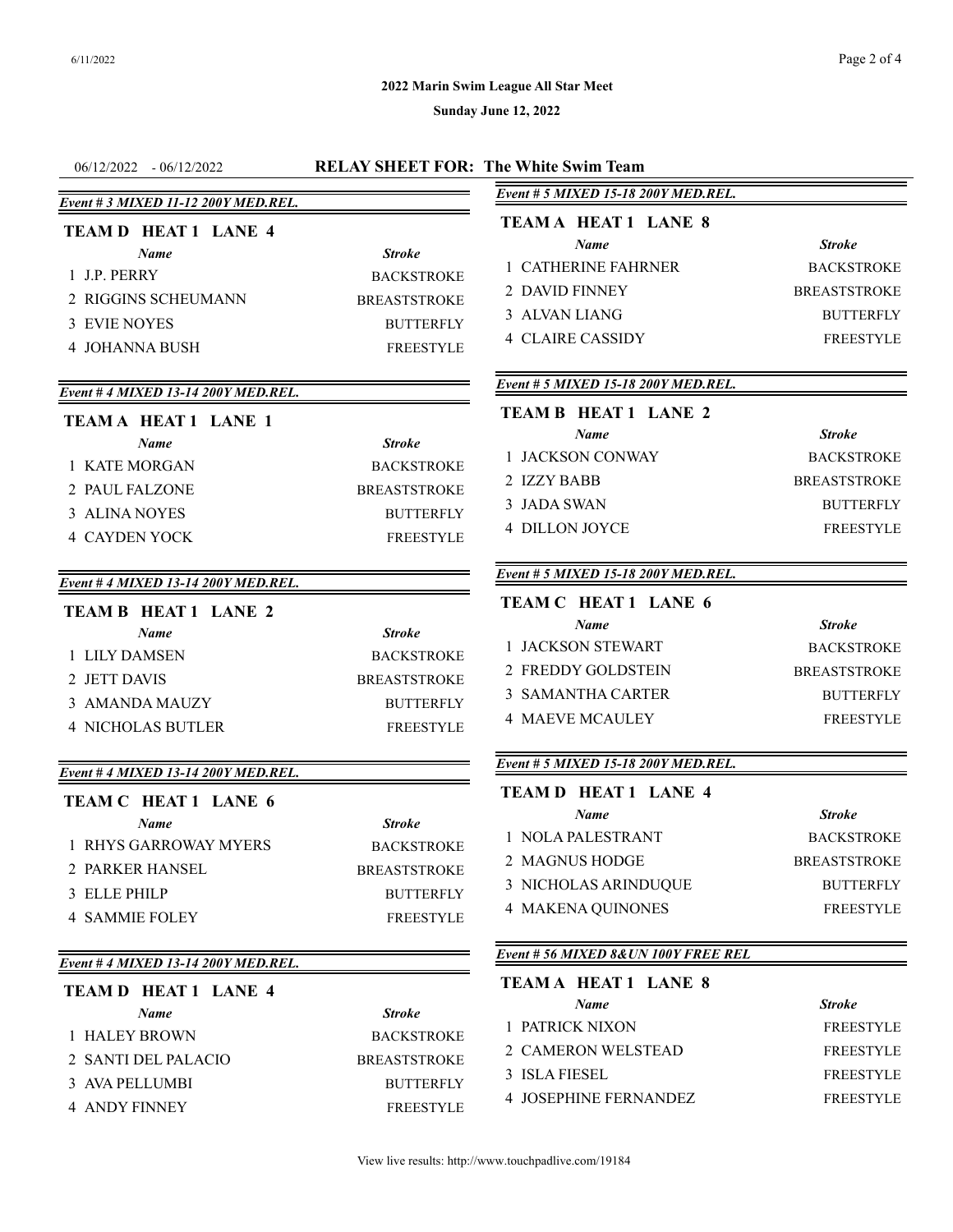**2022 Marin Swim League All Star Meet**

**Sunday June 12, 2022**

06/12/2022 - 06/12/2022 **RELAY SHEET FOR: The White Swim Team**

*Event # 3 MIXED 11-12 200Y MED.REL.*

**TEAM D HEAT 1 LANE 4**

| Name | Stroke |
| --- | --- |
| 1 J.P. PERRY | BACKSTROKE |
| 2 RIGGINS SCHEUMANN | BREASTSTROKE |
| 3 EVIE NOYES | BUTTERFLY |
| 4 JOHANNA BUSH | FREESTYLE |

*Event # 4 MIXED 13-14 200Y MED.REL.*

**TEAM A HEAT 1 LANE 1**

| Name | Stroke |
| --- | --- |
| 1 KATE MORGAN | BACKSTROKE |
| 2 PAUL FALZONE | BREASTSTROKE |
| 3 ALINA NOYES | BUTTERFLY |
| 4 CAYDEN YOCK | FREESTYLE |

*Event # 4 MIXED 13-14 200Y MED.REL.*

**TEAM B HEAT 1 LANE 2**

| Name | Stroke |
| --- | --- |
| 1 LILY DAMSEN | BACKSTROKE |
| 2 JETT DAVIS | BREASTSTROKE |
| 3 AMANDA MAUZY | BUTTERFLY |
| 4 NICHOLAS BUTLER | FREESTYLE |

*Event # 4 MIXED 13-14 200Y MED.REL.*

**TEAM C HEAT 1 LANE 6**

| Name | Stroke |
| --- | --- |
| 1 RHYS GARROWAY MYERS | BACKSTROKE |
| 2 PARKER HANSEL | BREASTSTROKE |
| 3 ELLE PHILP | BUTTERFLY |
| 4 SAMMIE FOLEY | FREESTYLE |

*Event # 4 MIXED 13-14 200Y MED.REL.*

**TEAM D HEAT 1 LANE 4**

| Name | Stroke |
| --- | --- |
| 1 HALEY BROWN | BACKSTROKE |
| 2 SANTI DEL PALACIO | BREASTSTROKE |
| 3 AVA PELLUMBI | BUTTERFLY |
| 4 ANDY FINNEY | FREESTYLE |

*Event # 5 MIXED 15-18 200Y MED.REL.*

**TEAM A HEAT 1 LANE 8**

| Name | Stroke |
| --- | --- |
| 1 CATHERINE FAHRNER | BACKSTROKE |
| 2 DAVID FINNEY | BREASTSTROKE |
| 3 ALVAN LIANG | BUTTERFLY |
| 4 CLAIRE CASSIDY | FREESTYLE |

*Event # 5 MIXED 15-18 200Y MED.REL.*

**TEAM B HEAT 1 LANE 2**

| Name | Stroke |
| --- | --- |
| 1 JACKSON CONWAY | BACKSTROKE |
| 2 IZZY BABB | BREASTSTROKE |
| 3 JADA SWAN | BUTTERFLY |
| 4 DILLON JOYCE | FREESTYLE |

*Event # 5 MIXED 15-18 200Y MED.REL.*

**TEAM C HEAT 1 LANE 6**

| Name | Stroke |
| --- | --- |
| 1 JACKSON STEWART | BACKSTROKE |
| 2 FREDDY GOLDSTEIN | BREASTSTROKE |
| 3 SAMANTHA CARTER | BUTTERFLY |
| 4 MAEVE MCAULEY | FREESTYLE |

*Event # 5 MIXED 15-18 200Y MED.REL.*

**TEAM D HEAT 1 LANE 4**

| Name | Stroke |
| --- | --- |
| 1 NOLA PALESTRANT | BACKSTROKE |
| 2 MAGNUS HODGE | BREASTSTROKE |
| 3 NICHOLAS ARINDUQUE | BUTTERFLY |
| 4 MAKENA QUINONES | FREESTYLE |

*Event # 56 MIXED 8&UN 100Y FREE REL*

**TEAM A HEAT 1 LANE 8**

| Name | Stroke |
| --- | --- |
| 1 PATRICK NIXON | FREESTYLE |
| 2 CAMERON WELSTEAD | FREESTYLE |
| 3 ISLA FIESEL | FREESTYLE |
| 4 JOSEPHINE FERNANDEZ | FREESTYLE |

View live results: http://www.touchpadlive.com/19184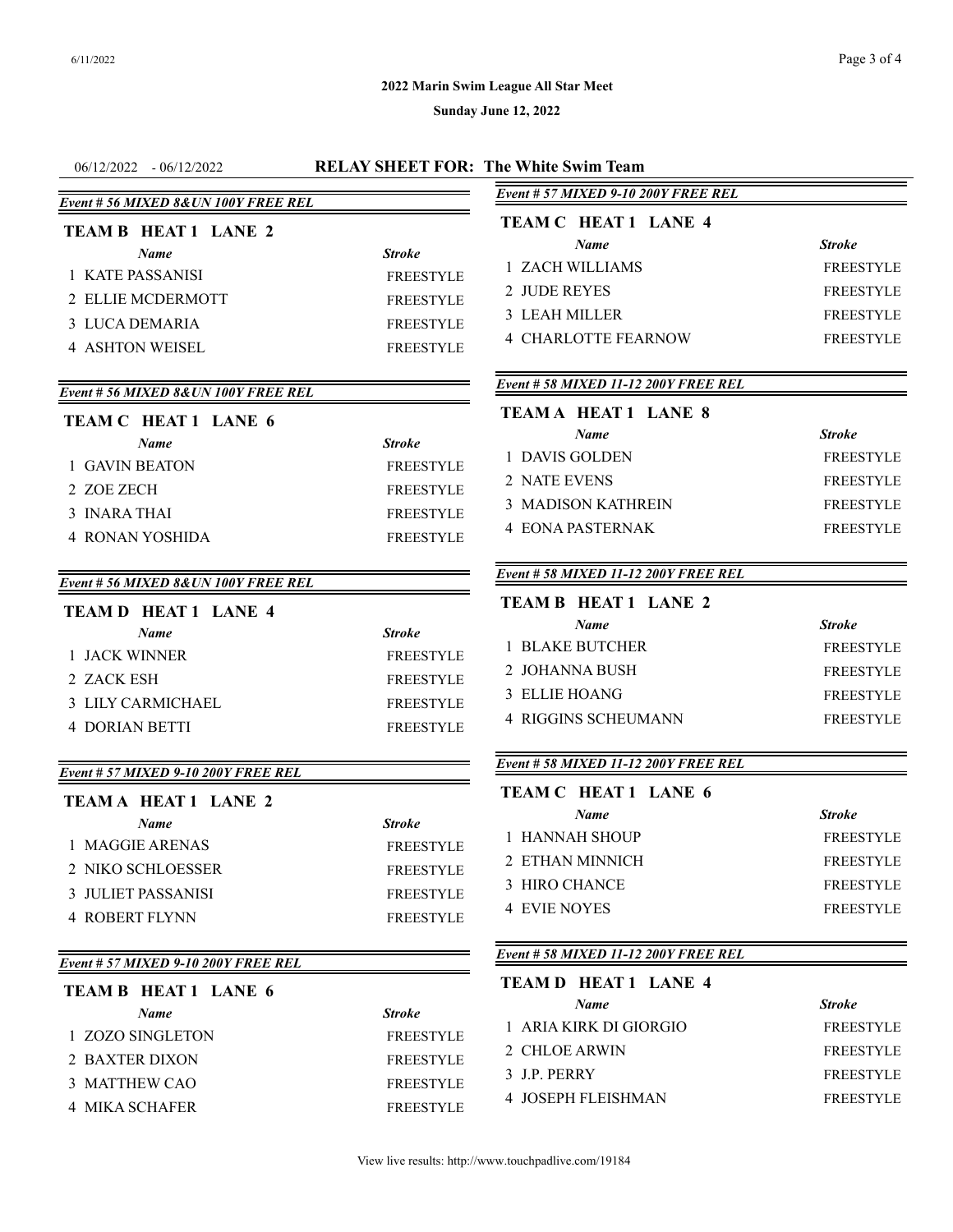**2022 Marin Swim League All Star Meet**

**Sunday June 12, 2022**

06/12/2022 - 06/12/2022

## RELAY SHEET FOR: The White Swim Team

### Event # 56 MIXED 8&UN 100Y FREE REL

**TEAM B HEAT 1 LANE 2**

| | Name | Stroke |
|---|---|---|
| 1 | KATE PASSANISI | FREESTYLE |
| 2 | ELLIE MCDERMOTT | FREESTYLE |
| 3 | LUCA DEMARIA | FREESTYLE |
| 4 | ASHTON WEISEL | FREESTYLE |

### Event # 56 MIXED 8&UN 100Y FREE REL

**TEAM C HEAT 1 LANE 6**

| | Name | Stroke |
|---|---|---|
| 1 | GAVIN BEATON | FREESTYLE |
| 2 | ZOE ZECH | FREESTYLE |
| 3 | INARA THAI | FREESTYLE |
| 4 | RONAN YOSHIDA | FREESTYLE |

### Event # 56 MIXED 8&UN 100Y FREE REL

**TEAM D HEAT 1 LANE 4**

| | Name | Stroke |
|---|---|---|
| 1 | JACK WINNER | FREESTYLE |
| 2 | ZACK ESH | FREESTYLE |
| 3 | LILY CARMICHAEL | FREESTYLE |
| 4 | DORIAN BETTI | FREESTYLE |

### Event # 57 MIXED 9-10 200Y FREE REL

**TEAM A HEAT 1 LANE 2**

| | Name | Stroke |
|---|---|---|
| 1 | MAGGIE ARENAS | FREESTYLE |
| 2 | NIKO SCHLOESSER | FREESTYLE |
| 3 | JULIET PASSANISI | FREESTYLE |
| 4 | ROBERT FLYNN | FREESTYLE |

### Event # 57 MIXED 9-10 200Y FREE REL

**TEAM B HEAT 1 LANE 6**

| | Name | Stroke |
|---|---|---|
| 1 | ZOZO SINGLETON | FREESTYLE |
| 2 | BAXTER DIXON | FREESTYLE |
| 3 | MATTHEW CAO | FREESTYLE |
| 4 | MIKA SCHAFER | FREESTYLE |

### Event # 57 MIXED 9-10 200Y FREE REL

**TEAM C HEAT 1 LANE 4**

| | Name | Stroke |
|---|---|---|
| 1 | ZACH WILLIAMS | FREESTYLE |
| 2 | JUDE REYES | FREESTYLE |
| 3 | LEAH MILLER | FREESTYLE |
| 4 | CHARLOTTE FEARNOW | FREESTYLE |

### Event # 58 MIXED 11-12 200Y FREE REL

**TEAM A HEAT 1 LANE 8**

| | Name | Stroke |
|---|---|---|
| 1 | DAVIS GOLDEN | FREESTYLE |
| 2 | NATE EVENS | FREESTYLE |
| 3 | MADISON KATHREIN | FREESTYLE |
| 4 | EONA PASTERNAK | FREESTYLE |

### Event # 58 MIXED 11-12 200Y FREE REL

**TEAM B HEAT 1 LANE 2**

| | Name | Stroke |
|---|---|---|
| 1 | BLAKE BUTCHER | FREESTYLE |
| 2 | JOHANNA BUSH | FREESTYLE |
| 3 | ELLIE HOANG | FREESTYLE |
| 4 | RIGGINS SCHEUMANN | FREESTYLE |

### Event # 58 MIXED 11-12 200Y FREE REL

**TEAM C HEAT 1 LANE 6**

| | Name | Stroke |
|---|---|---|
| 1 | HANNAH SHOUP | FREESTYLE |
| 2 | ETHAN MINNICH | FREESTYLE |
| 3 | HIRO CHANCE | FREESTYLE |
| 4 | EVIE NOYES | FREESTYLE |

### Event # 58 MIXED 11-12 200Y FREE REL

**TEAM D HEAT 1 LANE 4**

| | Name | Stroke |
|---|---|---|
| 1 | ARIA KIRK DI GIORGIO | FREESTYLE |
| 2 | CHLOE ARWIN | FREESTYLE |
| 3 | J.P. PERRY | FREESTYLE |
| 4 | JOSEPH FLEISHMAN | FREESTYLE |

View live results: http://www.touchpadlive.com/19184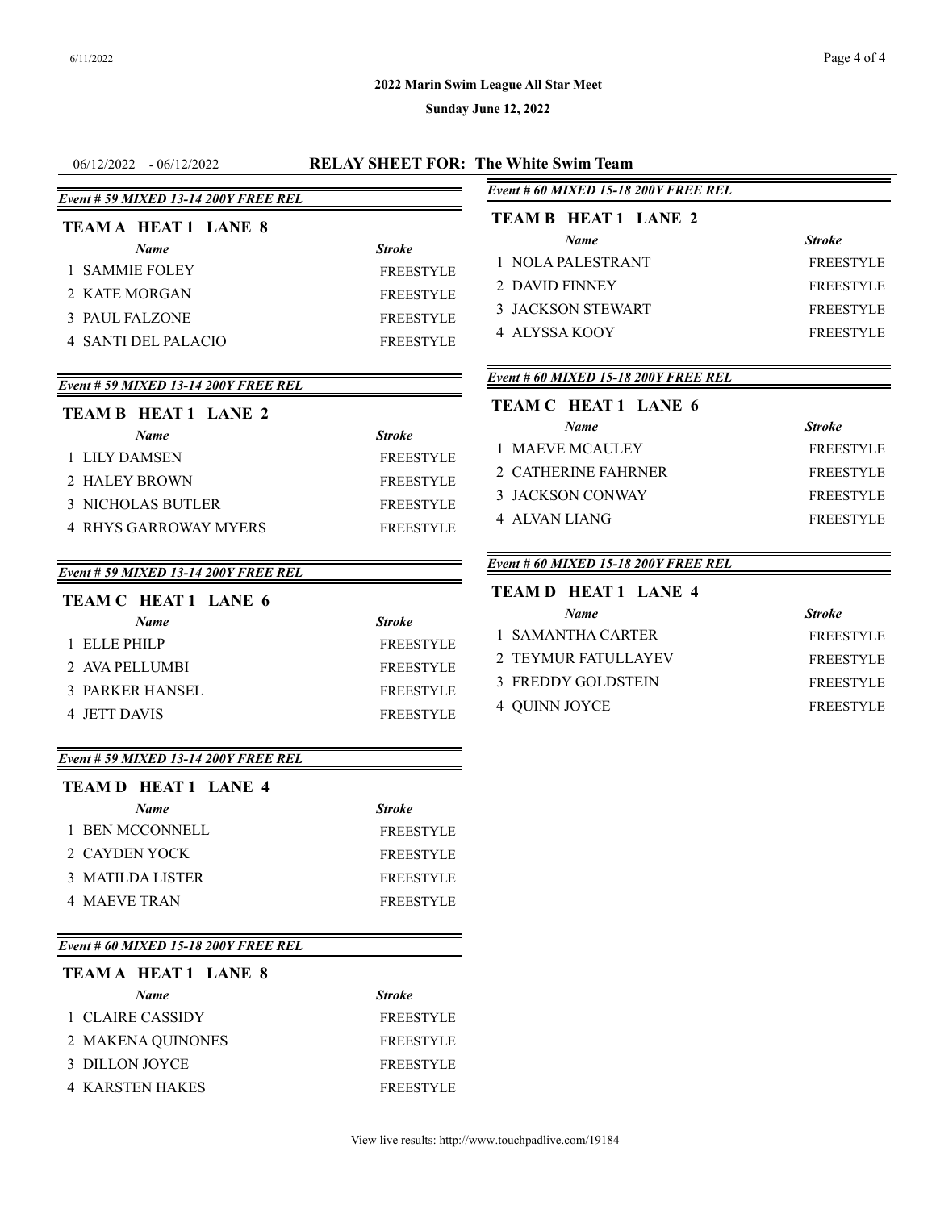**2022 Marin Swim League All Star Meet**

**Sunday June 12, 2022**

06/12/2022 - 06/12/2022 **RELAY SHEET FOR: The White Swim Team**

***Event # 59 MIXED 13-14 200Y FREE REL***

**TEAM A HEAT 1 LANE 8**

| | *Name* | *Stroke* |
|---|---|---|
| 1 | SAMMIE FOLEY | FREESTYLE |
| 2 | KATE MORGAN | FREESTYLE |
| 3 | PAUL FALZONE | FREESTYLE |
| 4 | SANTI DEL PALACIO | FREESTYLE |

***Event # 59 MIXED 13-14 200Y FREE REL***

**TEAM B HEAT 1 LANE 2**

| | *Name* | *Stroke* |
|---|---|---|
| 1 | LILY DAMSEN | FREESTYLE |
| 2 | HALEY BROWN | FREESTYLE |
| 3 | NICHOLAS BUTLER | FREESTYLE |
| 4 | RHYS GARROWAY MYERS | FREESTYLE |

***Event # 59 MIXED 13-14 200Y FREE REL***

**TEAM C HEAT 1 LANE 6**

| | *Name* | *Stroke* |
|---|---|---|
| 1 | ELLE PHILP | FREESTYLE |
| 2 | AVA PELLUMBI | FREESTYLE |
| 3 | PARKER HANSEL | FREESTYLE |
| 4 | JETT DAVIS | FREESTYLE |

***Event # 59 MIXED 13-14 200Y FREE REL***

**TEAM D HEAT 1 LANE 4**

| | *Name* | *Stroke* |
|---|---|---|
| 1 | BEN MCCONNELL | FREESTYLE |
| 2 | CAYDEN YOCK | FREESTYLE |
| 3 | MATILDA LISTER | FREESTYLE |
| 4 | MAEVE TRAN | FREESTYLE |

***Event # 60 MIXED 15-18 200Y FREE REL***

**TEAM A HEAT 1 LANE 8**

| | *Name* | *Stroke* |
|---|---|---|
| 1 | CLAIRE CASSIDY | FREESTYLE |
| 2 | MAKENA QUINONES | FREESTYLE |
| 3 | DILLON JOYCE | FREESTYLE |
| 4 | KARSTEN HAKES | FREESTYLE |

***Event # 60 MIXED 15-18 200Y FREE REL***

**TEAM B HEAT 1 LANE 2**

| | *Name* | *Stroke* |
|---|---|---|
| 1 | NOLA PALESTRANT | FREESTYLE |
| 2 | DAVID FINNEY | FREESTYLE |
| 3 | JACKSON STEWART | FREESTYLE |
| 4 | ALYSSA KOOY | FREESTYLE |

***Event # 60 MIXED 15-18 200Y FREE REL***

**TEAM C HEAT 1 LANE 6**

| | *Name* | *Stroke* |
|---|---|---|
| 1 | MAEVE MCAULEY | FREESTYLE |
| 2 | CATHERINE FAHRNER | FREESTYLE |
| 3 | JACKSON CONWAY | FREESTYLE |
| 4 | ALVAN LIANG | FREESTYLE |

***Event # 60 MIXED 15-18 200Y FREE REL***

**TEAM D HEAT 1 LANE 4**

| | *Name* | *Stroke* |
|---|---|---|
| 1 | SAMANTHA CARTER | FREESTYLE |
| 2 | TEYMUR FATULLAYEV | FREESTYLE |
| 3 | FREDDY GOLDSTEIN | FREESTYLE |
| 4 | QUINN JOYCE | FREESTYLE |

View live results: http://www.touchpadlive.com/19184